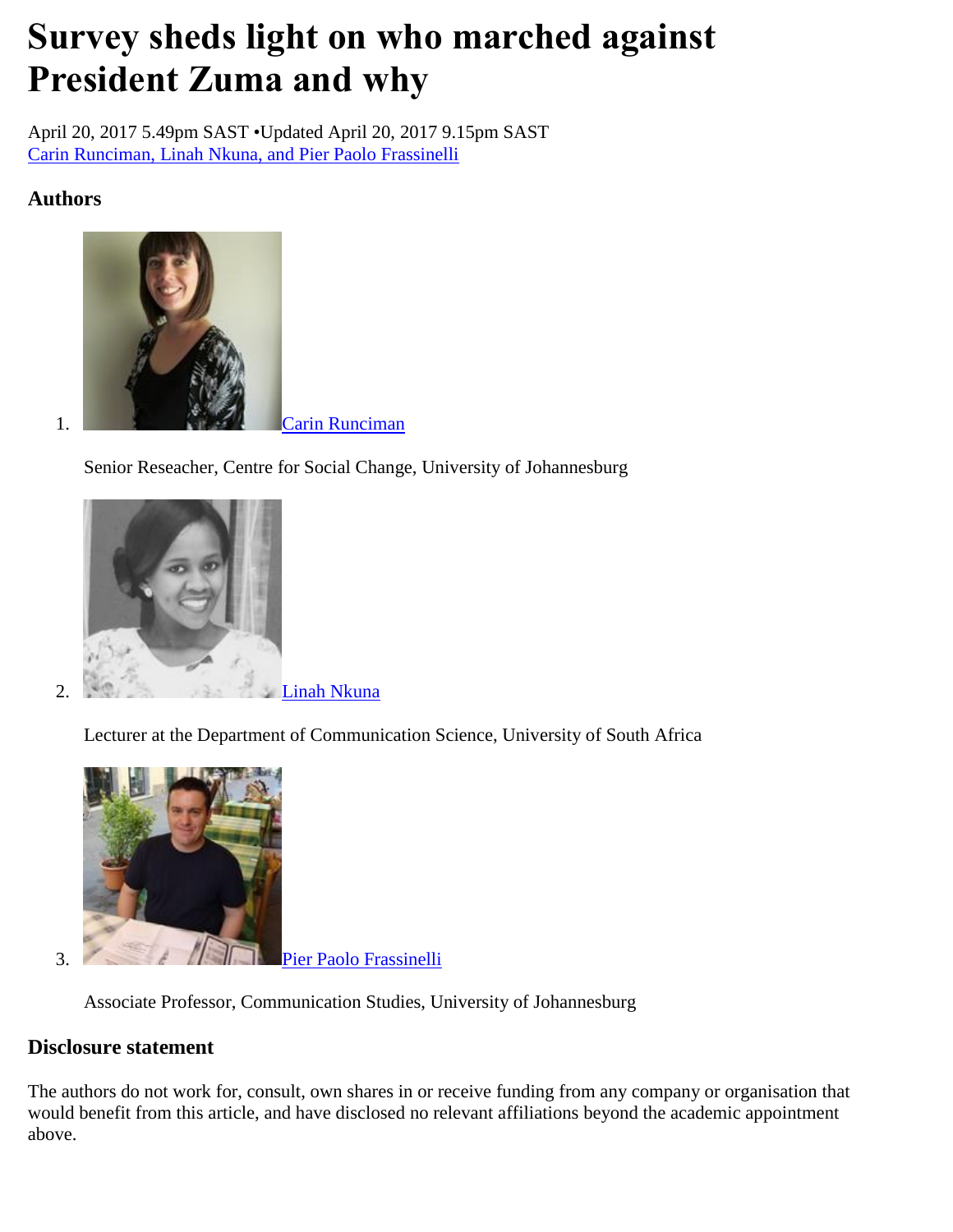# Survey sheds light on who marched against President Zuma and why

April 20, 2017 5.49pm SAST •Updated April 20, 2017 9.15pm SAST
Carin Runciman, Linah Nkuna, and Pier Paolo Frassinelli

## Authors

1. Carin Runciman

   Senior Reseacher, Centre for Social Change, University of Johannesburg

2. Linah Nkuna

   Lecturer at the Department of Communication Science, University of South Africa

3. Pier Paolo Frassinelli

   Associate Professor, Communication Studies, University of Johannesburg

## Disclosure statement

The authors do not work for, consult, own shares in or receive funding from any company or organisation that would benefit from this article, and have disclosed no relevant affiliations beyond the academic appointment above.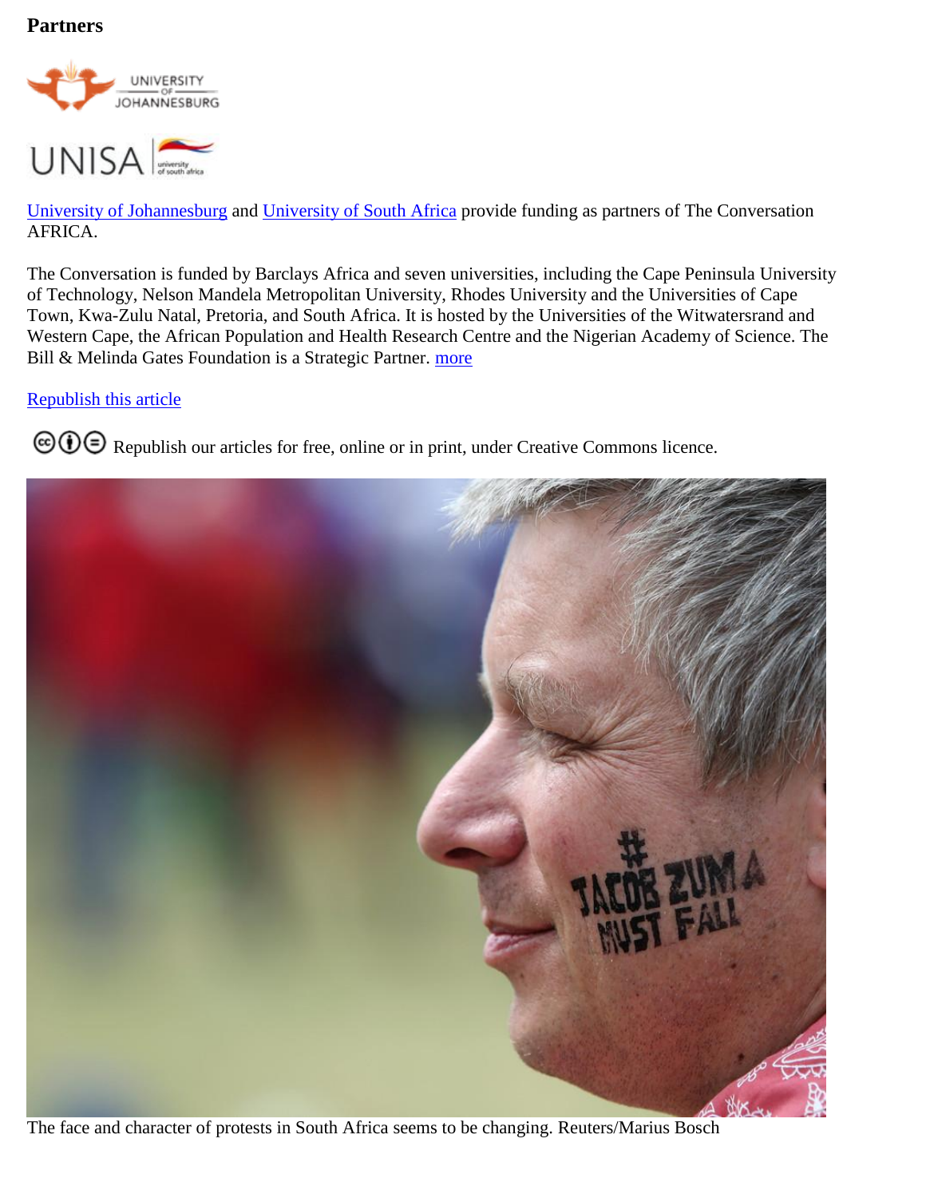**Partners**

[University of Johannesburg](#) and [University of South Africa](#) provide funding as partners of The Conversation AFRICA.

The Conversation is funded by Barclays Africa and seven universities, including the Cape Peninsula University of Technology, Nelson Mandela Metropolitan University, Rhodes University and the Universities of Cape Town, Kwa-Zulu Natal, Pretoria, and South Africa. It is hosted by the Universities of the Witwatersrand and Western Cape, the African Population and Health Research Centre and the Nigerian Academy of Science. The Bill & Melinda Gates Foundation is a Strategic Partner. [more](#)

[Republish this article](#)

Republish our articles for free, online or in print, under Creative Commons licence.

The face and character of protests in South Africa seems to be changing. Reuters/Marius Bosch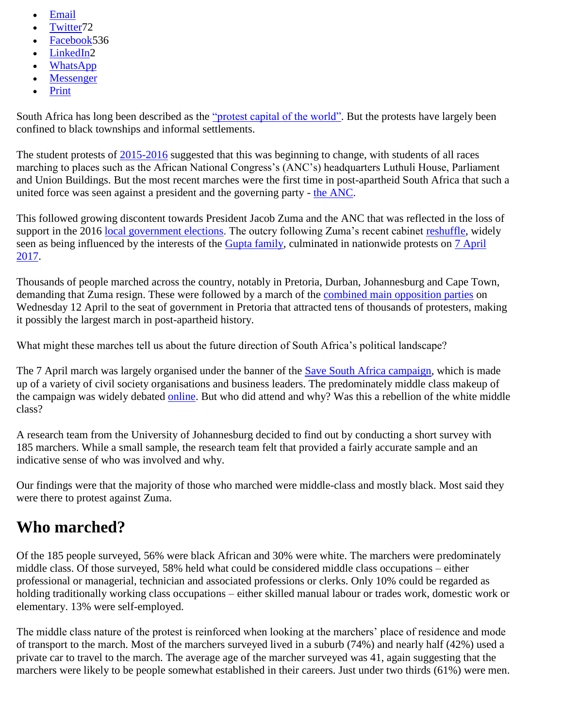- [Email]()
- [Twitter]()72
- [Facebook]()536
- [LinkedIn]()2
- [WhatsApp]()
- [Messenger]()
- [Print]()

South Africa has long been described as the "protest capital of the world". But the protests have largely been confined to black townships and informal settlements.

The student protests of 2015-2016 suggested that this was beginning to change, with students of all races marching to places such as the African National Congress's (ANC's) headquarters Luthuli House, Parliament and Union Buildings. But the most recent marches were the first time in post-apartheid South Africa that such a united force was seen against a president and the governing party - the ANC.

This followed growing discontent towards President Jacob Zuma and the ANC that was reflected in the loss of support in the 2016 local government elections. The outcry following Zuma's recent cabinet reshuffle, widely seen as being influenced by the interests of the Gupta family, culminated in nationwide protests on 7 April 2017.

Thousands of people marched across the country, notably in Pretoria, Durban, Johannesburg and Cape Town, demanding that Zuma resign. These were followed by a march of the combined main opposition parties on Wednesday 12 April to the seat of government in Pretoria that attracted tens of thousands of protesters, making it possibly the largest march in post-apartheid history.

What might these marches tell us about the future direction of South Africa's political landscape?

The 7 April march was largely organised under the banner of the Save South Africa campaign, which is made up of a variety of civil society organisations and business leaders. The predominately middle class makeup of the campaign was widely debated online. But who did attend and why? Was this a rebellion of the white middle class?

A research team from the University of Johannesburg decided to find out by conducting a short survey with 185 marchers. While a small sample, the research team felt that provided a fairly accurate sample and an indicative sense of who was involved and why.

Our findings were that the majority of those who marched were middle-class and mostly black. Most said they were there to protest against Zuma.

## Who marched?

Of the 185 people surveyed, 56% were black African and 30% were white. The marchers were predominately middle class. Of those surveyed, 58% held what could be considered middle class occupations – either professional or managerial, technician and associated professions or clerks. Only 10% could be regarded as holding traditionally working class occupations – either skilled manual labour or trades work, domestic work or elementary. 13% were self-employed.

The middle class nature of the protest is reinforced when looking at the marchers' place of residence and mode of transport to the march. Most of the marchers surveyed lived in a suburb (74%) and nearly half (42%) used a private car to travel to the march. The average age of the marcher surveyed was 41, again suggesting that the marchers were likely to be people somewhat established in their careers. Just under two thirds (61%) were men.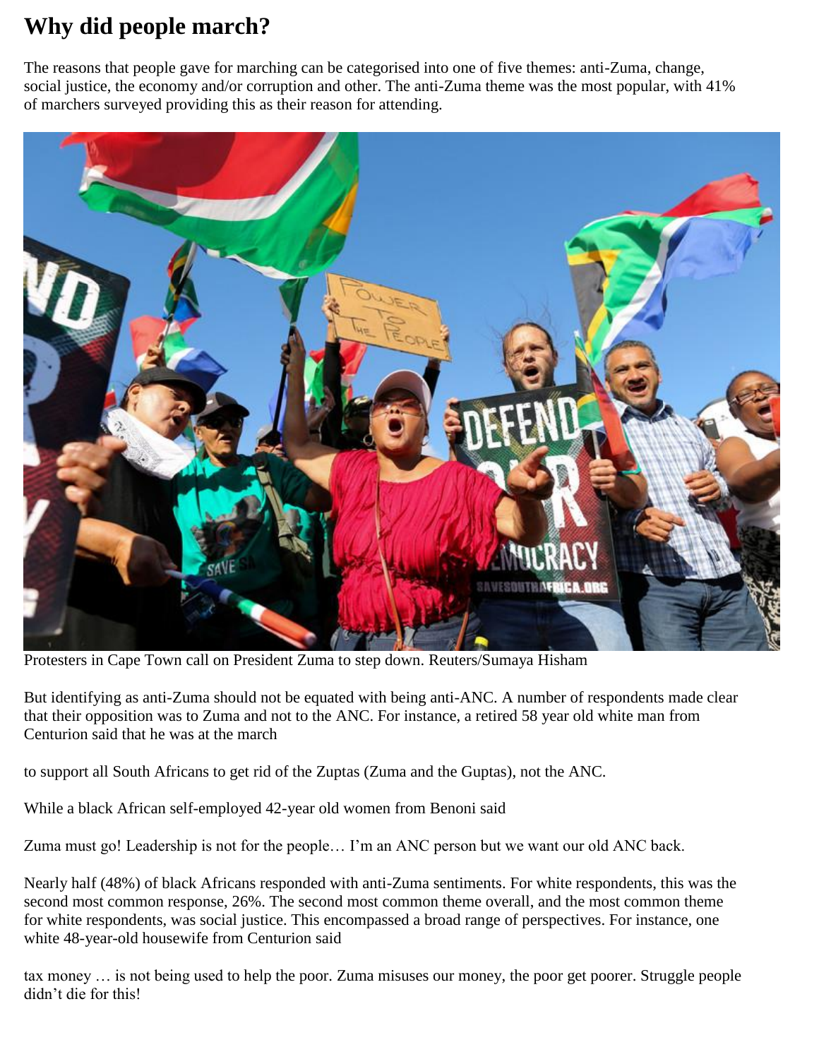## Why did people march?

The reasons that people gave for marching can be categorised into one of five themes: anti-Zuma, change, social justice, the economy and/or corruption and other. The anti-Zuma theme was the most popular, with 41% of marchers surveyed providing this as their reason for attending.

Protesters in Cape Town call on President Zuma to step down. Reuters/Sumaya Hisham

But identifying as anti-Zuma should not be equated with being anti-ANC. A number of respondents made clear that their opposition was to Zuma and not to the ANC. For instance, a retired 58 year old white man from Centurion said that he was at the march

to support all South Africans to get rid of the Zuptas (Zuma and the Guptas), not the ANC.

While a black African self-employed 42-year old women from Benoni said

Zuma must go! Leadership is not for the people… I'm an ANC person but we want our old ANC back.

Nearly half (48%) of black Africans responded with anti-Zuma sentiments. For white respondents, this was the second most common response, 26%. The second most common theme overall, and the most common theme for white respondents, was social justice. This encompassed a broad range of perspectives. For instance, one white 48-year-old housewife from Centurion said

tax money … is not being used to help the poor. Zuma misuses our money, the poor get poorer. Struggle people didn't die for this!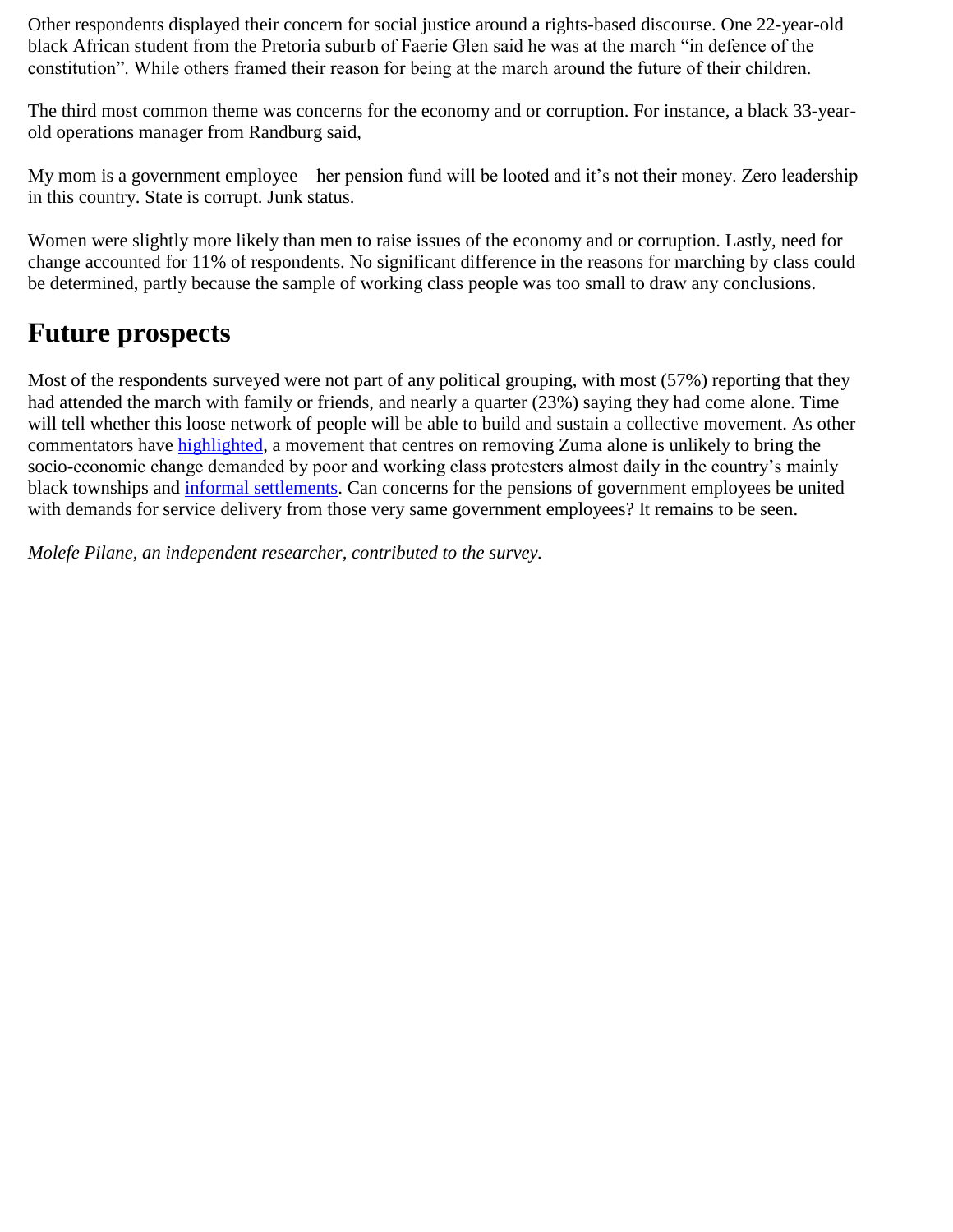Other respondents displayed their concern for social justice around a rights-based discourse. One 22-year-old black African student from the Pretoria suburb of Faerie Glen said he was at the march "in defence of the constitution". While others framed their reason for being at the march around the future of their children.

The third most common theme was concerns for the economy and or corruption. For instance, a black 33-year-old operations manager from Randburg said,

My mom is a government employee – her pension fund will be looted and it's not their money. Zero leadership in this country. State is corrupt. Junk status.

Women were slightly more likely than men to raise issues of the economy and or corruption. Lastly, need for change accounted for 11% of respondents. No significant difference in the reasons for marching by class could be determined, partly because the sample of working class people was too small to draw any conclusions.

## Future prospects

Most of the respondents surveyed were not part of any political grouping, with most (57%) reporting that they had attended the march with family or friends, and nearly a quarter (23%) saying they had come alone. Time will tell whether this loose network of people will be able to build and sustain a collective movement. As other commentators have highlighted, a movement that centres on removing Zuma alone is unlikely to bring the socio-economic change demanded by poor and working class protesters almost daily in the country's mainly black townships and informal settlements. Can concerns for the pensions of government employees be united with demands for service delivery from those very same government employees? It remains to be seen.

*Molefe Pilane, an independent researcher, contributed to the survey.*